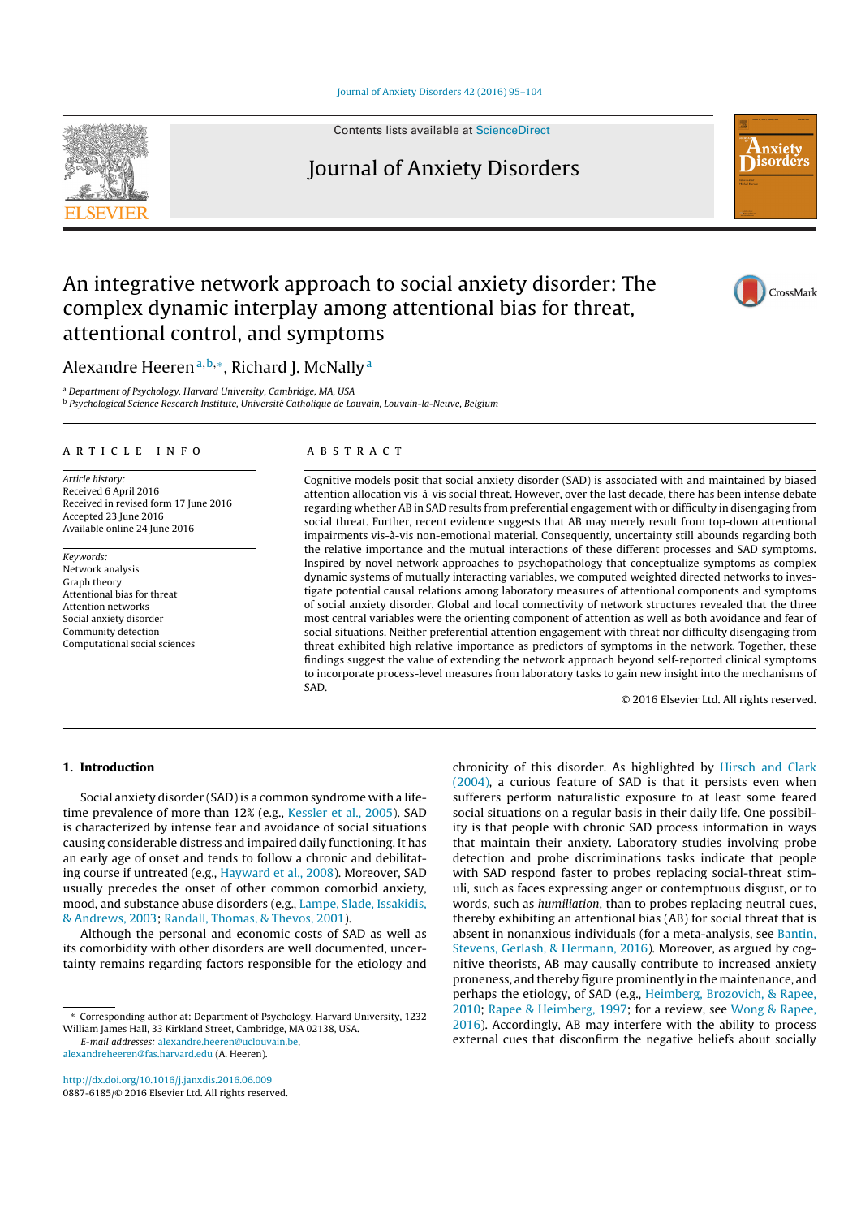Contents lists available at ScienceDirect

Journal of Anxiety Disorders

# An integrative network approach to social anxiety disorder: The complex dynamic interplay among attentional bias for threat, attentional control, and symptoms

Alexandre Heeren[a,b,*], Richard J. McNally[a]

[a] Department of Psychology, Harvard University, Cambridge, MA, USA
[b] Psychological Science Research Institute, Université Catholique de Louvain, Louvain-la-Neuve, Belgium

**ARTICLE INFO**

*Article history:*
Received 6 April 2016
Received in revised form 17 June 2016
Accepted 23 June 2016
Available online 24 June 2016

*Keywords:*
Network analysis
Graph theory
Attentional bias for threat
Attention networks
Social anxiety disorder
Community detection
Computational social sciences

**ABSTRACT**

Cognitive models posit that social anxiety disorder (SAD) is associated with and maintained by biased attention allocation vis-à-vis social threat. However, over the last decade, there has been intense debate regarding whether AB in SAD results from preferential engagement with or difficulty in disengaging from social threat. Further, recent evidence suggests that AB may merely result from top-down attentional impairments vis-à-vis non-emotional material. Consequently, uncertainty still abounds regarding both the relative importance and the mutual interactions of these different processes and SAD symptoms. Inspired by novel network approaches to psychopathology that conceptualize symptoms as complex dynamic systems of mutually interacting variables, we computed weighted directed networks to investigate potential causal relations among laboratory measures of attentional components and symptoms of social anxiety disorder. Global and local connectivity of network structures revealed that the three most central variables were the orienting component of attention as well as both avoidance and fear of social situations. Neither preferential attention engagement with threat nor difficulty disengaging from threat exhibited high relative importance as predictors of symptoms in the network. Together, these findings suggest the value of extending the network approach beyond self-reported clinical symptoms to incorporate process-level measures from laboratory tasks to gain new insight into the mechanisms of SAD.

© 2016 Elsevier Ltd. All rights reserved.

## 1. Introduction

Social anxiety disorder (SAD) is a common syndrome with a lifetime prevalence of more than 12% (e.g., Kessler et al., 2005). SAD is characterized by intense fear and avoidance of social situations causing considerable distress and impaired daily functioning. It has an early age of onset and tends to follow a chronic and debilitating course if untreated (e.g., Hayward et al., 2008). Moreover, SAD usually precedes the onset of other common comorbid anxiety, mood, and substance abuse disorders (e.g., Lampe, Slade, Issakidis, & Andrews, 2003; Randall, Thomas, & Thevos, 2001).

Although the personal and economic costs of SAD as well as its comorbidity with other disorders are well documented, uncertainty remains regarding factors responsible for the etiology and chronicity of this disorder. As highlighted by Hirsch and Clark (2004), a curious feature of SAD is that it persists even when sufferers perform naturalistic exposure to at least some feared social situations on a regular basis in their daily life. One possibility is that people with chronic SAD process information in ways that maintain their anxiety. Laboratory studies involving probe detection and probe discriminations tasks indicate that people with SAD respond faster to probes replacing social-threat stimuli, such as faces expressing anger or contemptuous disgust, or to words, such as *humiliation*, than to probes replacing neutral cues, thereby exhibiting an attentional bias (AB) for social threat that is absent in nonanxious individuals (for a meta-analysis, see Bantin, Stevens, Gerlash, & Hermann, 2016). Moreover, as argued by cognitive theorists, AB may causally contribute to increased anxiety proneness, and thereby figure prominently in the maintenance, and perhaps the etiology, of SAD (e.g., Heimberg, Brozovich, & Rapee, 2010; Rapee & Heimberg, 1997; for a review, see Wong & Rapee, 2016). Accordingly, AB may interfere with the ability to process external cues that disconfirm the negative beliefs about socially

---

* Corresponding author at: Department of Psychology, Harvard University, 1232 William James Hall, 33 Kirkland Street, Cambridge, MA 02138, USA.
*E-mail addresses:* alexandre.heeren@uclouvain.be, alexandreheeren@fas.harvard.edu (A. Heeren).

http://dx.doi.org/10.1016/j.janxdis.2016.06.009
0887-6185/© 2016 Elsevier Ltd. All rights reserved.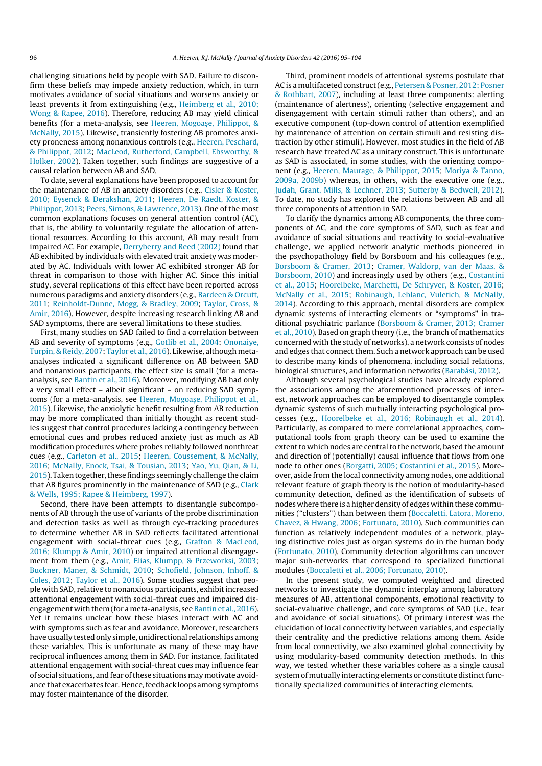challenging situations held by people with SAD. Failure to disconfirm these beliefs may impede anxiety reduction, which, in turn motivates avoidance of social situations and worsens anxiety or least prevents it from extinguishing (e.g., Heimberg et al., 2010; Wong & Rapee, 2016). Therefore, reducing AB may yield clinical benefits (for a meta-analysis, see Heeren, Mogoaşe, Philippot, & McNally, 2015). Likewise, transiently fostering AB promotes anxiety proneness among nonanxious controls (e.g., Heeren, Peschard, & Philippot, 2012; MacLeod, Rutherford, Campbell, Ebsworthy, & Holker, 2002). Taken together, such findings are suggestive of a causal relation between AB and SAD.

To date, several explanations have been proposed to account for the maintenance of AB in anxiety disorders (e.g., Cisler & Koster, 2010; Eysenck & Derakshan, 2011; Heeren, De Raedt, Koster, & Philippot, 2013; Peers, Simons, & Lawrence, 2013). One of the most common explanations focuses on general attention control (AC), that is, the ability to voluntarily regulate the allocation of attentional resources. According to this account, AB may result from impaired AC. For example, Derryberry and Reed (2002) found that AB exhibited by individuals with elevated trait anxiety was moderated by AC. Individuals with lower AC exhibited stronger AB for threat in comparison to those with higher AC. Since this initial study, several replications of this effect have been reported across numerous paradigms and anxiety disorders (e.g., Bardeen & Orcutt, 2011; Reinholdt-Dunne, Mogg, & Bradley, 2009; Taylor, Cross, & Amir, 2016). However, despite increasing research linking AB and SAD symptoms, there are several limitations to these studies.

First, many studies on SAD failed to find a correlation between AB and severity of symptoms (e.g., Gotlib et al., 2004; Ononaiye, Turpin, & Reidy, 2007; Taylor et al., 2016). Likewise, although meta-analyses indicated a significant difference on AB between SAD and nonanxious participants, the effect size is small (for a meta-analysis, see Bantin et al., 2016). Moreover, modifying AB had only a very small effect – albeit significant – on reducing SAD symptoms (for a meta-analysis, see Heeren, Mogoaşe, Philippot et al., 2015). Likewise, the anxiolytic benefit resulting from AB reduction may be more complicated than initially thought as recent studies suggest that control procedures lacking a contingency between emotional cues and probes reduced anxiety just as much as AB modification procedures where probes reliably followed nonthreat cues (e.g., Carleton et al., 2015; Heeren, Coussement, & McNally, 2016; McNally, Enock, Tsai, & Tousian, 2013; Yao, Yu, Qian, & Li, 2015). Taken together, these findings seemingly challenge the claim that AB figures prominently in the maintenance of SAD (e.g., Clark & Wells, 1995; Rapee & Heimberg, 1997).

Second, there have been attempts to disentangle subcomponents of AB through the use of variants of the probe discrimination and detection tasks as well as through eye-tracking procedures to determine whether AB in SAD reflects facilitated attentional engagement with social-threat cues (e.g., Grafton & MacLeod, 2016; Klumpp & Amir, 2010) or impaired attentional disengagement from them (e.g., Amir, Elias, Klumpp, & Przeworski, 2003; Buckner, Maner, & Schmidt, 2010; Schofield, Johnson, Inhoff, & Coles, 2012; Taylor et al., 2016). Some studies suggest that people with SAD, relative to nonanxious participants, exhibit increased attentional engagement with social-threat cues and impaired disengagement with them (for a meta-analysis, see Bantin et al., 2016). Yet it remains unclear how these biases interact with AC and with symptoms such as fear and avoidance. Moreover, researchers have usually tested only simple, unidirectional relationships among these variables. This is unfortunate as many of these may have reciprocal influences among them in SAD. For instance, facilitated attentional engagement with social-threat cues may influence fear of social situations, and fear of these situations may motivate avoidance that exacerbates fear. Hence, feedback loops among symptoms may foster maintenance of the disorder.

Third, prominent models of attentional systems postulate that AC is a multifaceted construct (e.g., Petersen & Posner, 2012; Posner & Rothbart, 2007), including at least three components: alerting (maintenance of alertness), orienting (selective engagement and disengagement with certain stimuli rather than others), and an executive component (top-down control of attention exemplified by maintenance of attention on certain stimuli and resisting distraction by other stimuli). However, most studies in the field of AB research have treated AC as a unitary construct. This is unfortunate as SAD is associated, in some studies, with the orienting component (e.g., Heeren, Maurage, & Philippot, 2015; Moriya & Tanno, 2009a, 2009b) whereas, in others, with the executive one (e.g., Judah, Grant, Mills, & Lechner, 2013; Sutterby & Bedwell, 2012). To date, no study has explored the relations between AB and all three components of attention in SAD.

To clarify the dynamics among AB components, the three components of AC, and the core symptoms of SAD, such as fear and avoidance of social situations and reactivity to social-evaluative challenge, we applied network analytic methods pioneered in the psychopathology field by Borsboom and his colleagues (e.g., Borsboom & Cramer, 2013; Cramer, Waldorp, van der Maas, & Borsboom, 2010) and increasingly used by others (e.g., Costantini et al., 2015; Hoorelbeke, Marchetti, De Schryver, & Koster, 2016; McNally et al., 2015; Robinaugh, Leblanc, Vuletich, & McNally, 2014). According to this approach, mental disorders are complex dynamic systems of interacting elements or "symptoms" in traditional psychiatric parlance (Borsboom & Cramer, 2013; Cramer et al., 2010). Based on graph theory (i.e., the branch of mathematics concerned with the study of networks), a network consists of nodes and edges that connect them. Such a network approach can be used to describe many kinds of phenomena, including social relations, biological structures, and information networks (Barabási, 2012).

Although several psychological studies have already explored the associations among the aforementioned processes of interest, network approaches can be employed to disentangle complex dynamic systems of such mutually interacting psychological processes (e.g., Hoorelbeke et al., 2016; Robinaugh et al., 2014). Particularly, as compared to mere correlational approaches, computational tools from graph theory can be used to examine the extent to which nodes are central to the network, based the amount and direction of (potentially) causal influence that flows from one node to other ones (Borgatti, 2005; Costantini et al., 2015). Moreover, aside from the local connectivity among nodes, one additional relevant feature of graph theory is the notion of modularity-based community detection, defined as the identification of subsets of nodes where there is a higher density of edges within these communities ("clusters") than between them (Boccaletti, Latora, Moreno, Chavez, & Hwang, 2006; Fortunato, 2010). Such communities can function as relatively independent modules of a network, playing distinctive roles just as organ systems do in the human body (Fortunato, 2010). Community detection algorithms can uncover major sub-networks that correspond to specialized functional modules (Boccaletti et al., 2006; Fortunato, 2010).

In the present study, we computed weighted and directed networks to investigate the dynamic interplay among laboratory measures of AB, attentional components, emotional reactivity to social-evaluative challenge, and core symptoms of SAD (i.e., fear and avoidance of social situations). Of primary interest was the elucidation of local connectivity between variables, and especially their centrality and the predictive relations among them. Aside from local connectivity, we also examined global connectivity by using modularity-based community detection methods. In this way, we tested whether these variables cohere as a single causal system of mutually interacting elements or constitute distinct functionally specialized communities of interacting elements.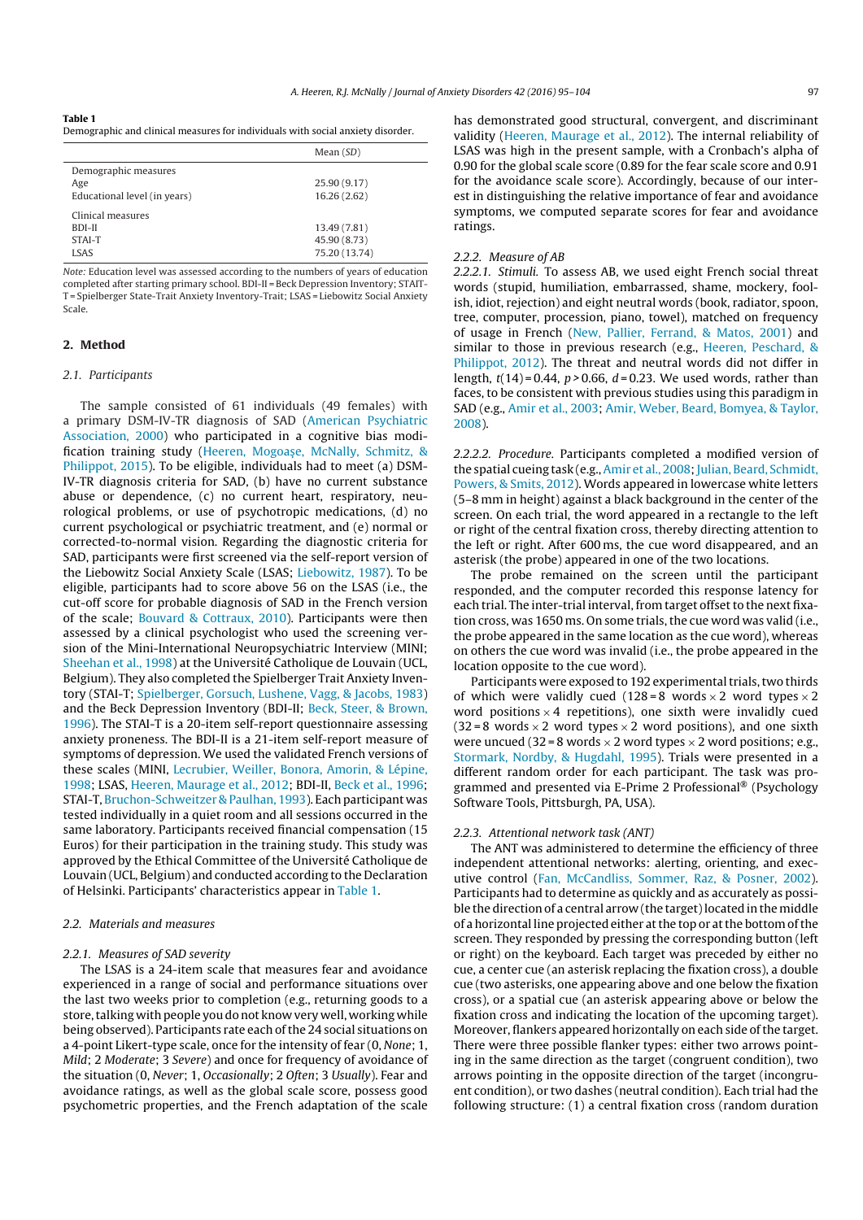**Table 1**
Demographic and clinical measures for individuals with social anxiety disorder.

| | Mean (*SD*) |
|---|---|
| Demographic measures | |
| Age | 25.90 (9.17) |
| Educational level (in years) | 16.26 (2.62) |
| Clinical measures | |
| BDI-II | 13.49 (7.81) |
| STAI-T | 45.90 (8.73) |
| LSAS | 75.20 (13.74) |

*Note:* Education level was assessed according to the numbers of years of education completed after starting primary school. BDI-II = Beck Depression Inventory; STAIT-T = Spielberger State-Trait Anxiety Inventory-Trait; LSAS = Liebowitz Social Anxiety Scale.

## 2. Method

### 2.1. Participants

The sample consisted of 61 individuals (49 females) with a primary DSM-IV-TR diagnosis of SAD (American Psychiatric Association, 2000) who participated in a cognitive bias modification training study (Heeren, Mogoaşe, McNally, Schmitz, & Philippot, 2015). To be eligible, individuals had to meet (a) DSM-IV-TR diagnosis criteria for SAD, (b) have no current substance abuse or dependence, (c) no current heart, respiratory, neurological problems, or use of psychotropic medications, (d) no current psychological or psychiatric treatment, and (e) normal or corrected-to-normal vision. Regarding the diagnostic criteria for SAD, participants were first screened via the self-report version of the Liebowitz Social Anxiety Scale (LSAS; Liebowitz, 1987). To be eligible, participants had to score above 56 on the LSAS (i.e., the cut-off score for probable diagnosis of SAD in the French version of the scale; Bouvard & Cottraux, 2010). Participants were then assessed by a clinical psychologist who used the screening version of the Mini-International Neuropsychiatric Interview (MINI; Sheehan et al., 1998) at the Université Catholique de Louvain (UCL, Belgium). They also completed the Spielberger Trait Anxiety Inventory (STAI-T; Spielberger, Gorsuch, Lushene, Vagg, & Jacobs, 1983) and the Beck Depression Inventory (BDI-II; Beck, Steer, & Brown, 1996). The STAI-T is a 20-item self-report questionnaire assessing anxiety proneness. The BDI-II is a 21-item self-report measure of symptoms of depression. We used the validated French versions of these scales (MINI, Lecrubier, Weiller, Bonora, Amorin, & Lépine, 1998; LSAS, Heeren, Maurage et al., 2012; BDI-II, Beck et al., 1996; STAI-T, Bruchon-Schweitzer & Paulhan, 1993). Each participant was tested individually in a quiet room and all sessions occurred in the same laboratory. Participants received financial compensation (15 Euros) for their participation in the training study. This study was approved by the Ethical Committee of the Université Catholique de Louvain (UCL, Belgium) and conducted according to the Declaration of Helsinki. Participants' characteristics appear in Table 1.

### 2.2. Materials and measures

#### 2.2.1. Measures of SAD severity

The LSAS is a 24-item scale that measures fear and avoidance experienced in a range of social and performance situations over the last two weeks prior to completion (e.g., returning goods to a store, talking with people you do not know very well, working while being observed). Participants rate each of the 24 social situations on a 4-point Likert-type scale, once for the intensity of fear (0, *None*; 1, *Mild*; 2 *Moderate*; 3 *Severe*) and once for frequency of avoidance of the situation (0, *Never*; 1, *Occasionally*; 2 *Often*; 3 *Usually*). Fear and avoidance ratings, as well as the global scale score, possess good psychometric properties, and the French adaptation of the scale has demonstrated good structural, convergent, and discriminant validity (Heeren, Maurage et al., 2012). The internal reliability of LSAS was high in the present sample, with a Cronbach's alpha of 0.90 for the global scale score (0.89 for the fear scale score and 0.91 for the avoidance scale score). Accordingly, because of our interest in distinguishing the relative importance of fear and avoidance symptoms, we computed separate scores for fear and avoidance ratings.

#### 2.2.2. Measure of AB

*2.2.2.1. Stimuli.* To assess AB, we used eight French social threat words (stupid, humiliation, embarrassed, shame, mockery, foolish, idiot, rejection) and eight neutral words (book, radiator, spoon, tree, computer, procession, piano, towel), matched on frequency of usage in French (New, Pallier, Ferrand, & Matos, 2001) and similar to those in previous research (e.g., Heeren, Peschard, & Philippot, 2012). The threat and neutral words did not differ in length, $t(14) = 0.44$, $p > 0.66$, $d = 0.23$. We used words, rather than faces, to be consistent with previous studies using this paradigm in SAD (e.g., Amir et al., 2003; Amir, Weber, Beard, Bomyea, & Taylor, 2008).

*2.2.2.2. Procedure.* Participants completed a modified version of the spatial cueing task (e.g., Amir et al., 2008; Julian, Beard, Schmidt, Powers, & Smits, 2012). Words appeared in lowercase white letters (5–8 mm in height) against a black background in the center of the screen. On each trial, the word appeared in a rectangle to the left or right of the central fixation cross, thereby directing attention to the left or right. After 600 ms, the cue word disappeared, and an asterisk (the probe) appeared in one of the two locations.

The probe remained on the screen until the participant responded, and the computer recorded this response latency for each trial. The inter-trial interval, from target offset to the next fixation cross, was 1650 ms. On some trials, the cue word was valid (i.e., the probe appeared in the same location as the cue word), whereas on others the cue word was invalid (i.e., the probe appeared in the location opposite to the cue word).

Participants were exposed to 192 experimental trials, two thirds of which were validly cued (128 = 8 words × 2 word types × 2 word positions × 4 repetitions), one sixth were invalidly cued (32 = 8 words × 2 word types × 2 word positions), and one sixth were uncued (32 = 8 words × 2 word types × 2 word positions; e.g., Stormark, Nordby, & Hugdahl, 1995). Trials were presented in a different random order for each participant. The task was programmed and presented via E-Prime 2 Professional® (Psychology Software Tools, Pittsburgh, PA, USA).

#### 2.2.3. Attentional network task (ANT)

The ANT was administered to determine the efficiency of three independent attentional networks: alerting, orienting, and executive control (Fan, McCandliss, Sommer, Raz, & Posner, 2002). Participants had to determine as quickly and as accurately as possible the direction of a central arrow (the target) located in the middle of a horizontal line projected either at the top or at the bottom of the screen. They responded by pressing the corresponding button (left or right) on the keyboard. Each target was preceded by either no cue, a center cue (an asterisk replacing the fixation cross), a double cue (two asterisks, one appearing above and one below the fixation cross), or a spatial cue (an asterisk appearing above or below the fixation cross and indicating the location of the upcoming target). Moreover, flankers appeared horizontally on each side of the target. There were three possible flanker types: either two arrows pointing in the same direction as the target (congruent condition), two arrows pointing in the opposite direction of the target (incongruent condition), or two dashes (neutral condition). Each trial had the following structure: (1) a central fixation cross (random duration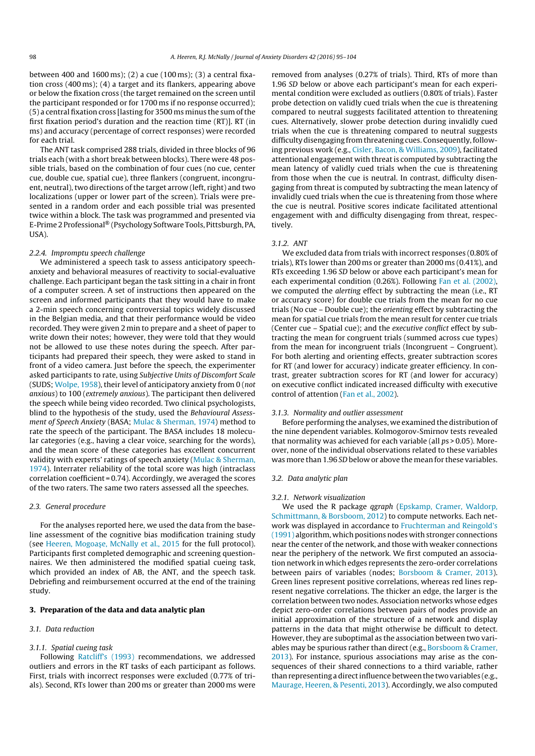between 400 and 1600 ms); (2) a cue (100 ms); (3) a central fixation cross (400 ms); (4) a target and its flankers, appearing above or below the fixation cross (the target remained on the screen until the participant responded or for 1700 ms if no response occurred); (5) a central fixation cross [lasting for 3500 ms minus the sum of the first fixation period's duration and the reaction time (RT)]. RT (in ms) and accuracy (percentage of correct responses) were recorded for each trial.

The ANT task comprised 288 trials, divided in three blocks of 96 trials each (with a short break between blocks). There were 48 possible trials, based on the combination of four cues (no cue, center cue, double cue, spatial cue), three flankers (congruent, incongruent, neutral), two directions of the target arrow (left, right) and two localizations (upper or lower part of the screen). Trials were presented in a random order and each possible trial was presented twice within a block. The task was programmed and presented via E-Prime 2 Professional® (Psychology Software Tools, Pittsburgh, PA, USA).

#### 2.2.4. Impromptu speech challenge

We administered a speech task to assess anticipatory speech-anxiety and behavioral measures of reactivity to social-evaluative challenge. Each participant began the task sitting in a chair in front of a computer screen. A set of instructions then appeared on the screen and informed participants that they would have to make a 2-min speech concerning controversial topics widely discussed in the Belgian media, and that their performance would be video recorded. They were given 2 min to prepare and a sheet of paper to write down their notes; however, they were told that they would not be allowed to use these notes during the speech. After participants had prepared their speech, they were asked to stand in front of a video camera. Just before the speech, the experimenter asked participants to rate, using *Subjective Units of Discomfort Scale* (SUDS; Wolpe, 1958), their level of anticipatory anxiety from 0 (*not anxious*) to 100 (*extremely anxious*). The participant then delivered the speech while being video recorded. Two clinical psychologists, blind to the hypothesis of the study, used the *Behavioural Assessment of Speech Anxiety* (BASA; Mulac & Sherman, 1974) method to rate the speech of the participant. The BASA includes 18 molecular categories (e.g., having a clear voice, searching for the words), and the mean score of these categories has excellent concurrent validity with experts' ratings of speech anxiety (Mulac & Sherman, 1974). Interrater reliability of the total score was high (intraclass correlation coefficient = 0.74). Accordingly, we averaged the scores of the two raters. The same two raters assessed all the speeches.

### 2.3. General procedure

For the analyses reported here, we used the data from the baseline assessment of the cognitive bias modification training study (see Heeren, Mogoașe, McNally et al., 2015 for the full protocol). Participants first completed demographic and screening questionnaires. We then administered the modified spatial cueing task, which provided an index of AB, the ANT, and the speech task. Debriefing and reimbursement occurred at the end of the training study.

## 3. Preparation of the data and data analytic plan

### 3.1. Data reduction

#### 3.1.1. Spatial cueing task

Following Ratcliff's (1993) recommendations, we addressed outliers and errors in the RT tasks of each participant as follows. First, trials with incorrect responses were excluded (0.77% of trials). Second, RTs lower than 200 ms or greater than 2000 ms were removed from analyses (0.27% of trials). Third, RTs of more than 1.96 *SD* below or above each participant's mean for each experimental condition were excluded as outliers (0.80% of trials). Faster probe detection on validly cued trials when the cue is threatening compared to neutral suggests facilitated attention to threatening cues. Alternatively, slower probe detection during invalidly cued trials when the cue is threatening compared to neutral suggests difficulty disengaging from threatening cues. Consequently, following previous work (e.g., Cisler, Bacon, & Williams, 2009), facilitated attentional engagement with threat is computed by subtracting the mean latency of validly cued trials when the cue is threatening from those when the cue is neutral. In contrast, difficulty disengaging from threat is computed by subtracting the mean latency of invalidly cued trials when the cue is threatening from those where the cue is neutral. Positive scores indicate facilitated attentional engagement with and difficulty disengaging from threat, respectively.

#### 3.1.2. ANT

We excluded data from trials with incorrect responses (0.80% of trials), RTs lower than 200 ms or greater than 2000 ms (0.41%), and RTs exceeding 1.96 *SD* below or above each participant's mean for each experimental condition (0.26%). Following Fan et al. (2002), we computed the *alerting* effect by subtracting the mean (i.e., RT or accuracy score) for double cue trials from the mean for no cue trials (No cue – Double cue); the *orienting* effect by subtracting the mean for spatial cue trials from the mean result for center cue trials (Center cue – Spatial cue); and the *executive conflict* effect by subtracting the mean for congruent trials (summed across cue types) from the mean for incongruent trials (Incongruent – Congruent). For both alerting and orienting effects, greater subtraction scores for RT (and lower for accuracy) indicate greater efficiency. In contrast, greater subtraction scores for RT (and lower for accuracy) on executive conflict indicated increased difficulty with executive control of attention (Fan et al., 2002).

#### 3.1.3. Normality and outlier assessment

Before performing the analyses, we examined the distribution of the nine dependent variables. Kolmogorov-Smirnov tests revealed that normality was achieved for each variable (all $ps > 0.05$). Moreover, none of the individual observations related to these variables was more than 1.96 *SD* below or above the mean for these variables.

### 3.2. Data analytic plan

#### 3.2.1. Network visualization

We used the R package *qgraph* (Epskamp, Cramer, Waldorp, Schmittmann, & Borsboom, 2012) to compute networks. Each network was displayed in accordance to Fruchterman and Reingold's (1991) algorithm, which positions nodes with stronger connections near the center of the network, and those with weaker connections near the periphery of the network. We first computed an association network in which edges represents the zero-order correlations between pairs of variables (nodes; Borsboom & Cramer, 2013). Green lines represent positive correlations, whereas red lines represent negative correlations. The thicker an edge, the larger is the correlation between two nodes. Association networks whose edges depict zero-order correlations between pairs of nodes provide an initial approximation of the structure of a network and display patterns in the data that might otherwise be difficult to detect. However, they are suboptimal as the association between two variables may be spurious rather than direct (e.g., Borsboom & Cramer, 2013). For instance, spurious associations may arise as the consequences of their shared connections to a third variable, rather than representing a direct influence between the two variables (e.g., Maurage, Heeren, & Pesenti, 2013). Accordingly, we also computed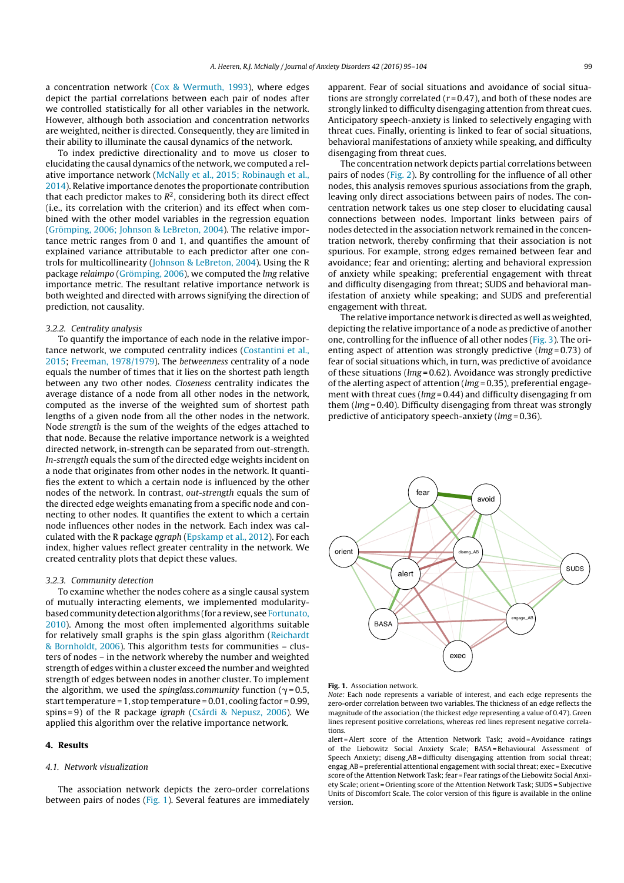a concentration network (Cox & Wermuth, 1993), where edges depict the partial correlations between each pair of nodes after we controlled statistically for all other variables in the network. However, although both association and concentration networks are weighted, neither is directed. Consequently, they are limited in their ability to illuminate the causal dynamics of the network.

To index predictive directionality and to move us closer to elucidating the causal dynamics of the network, we computed a relative importance network (McNally et al., 2015; Robinaugh et al., 2014). Relative importance denotes the proportionate contribution that each predictor makes to $R^2$, considering both its direct effect (i.e., its correlation with the criterion) and its effect when combined with the other model variables in the regression equation (Grömping, 2006; Johnson & LeBreton, 2004). The relative importance metric ranges from 0 and 1, and quantifies the amount of explained variance attributable to each predictor after one controls for multicollinearity (Johnson & LeBreton, 2004). Using the R package *relaimpo* (Grömping, 2006), we computed the *lmg* relative importance metric. The resultant relative importance network is both weighted and directed with arrows signifying the direction of prediction, not causality.

### 3.2.2. Centrality analysis

To quantify the importance of each node in the relative importance network, we computed centrality indices (Costantini et al., 2015; Freeman, 1978/1979). The *betweenness* centrality of a node equals the number of times that it lies on the shortest path length between any two other nodes. *Closeness* centrality indicates the average distance of a node from all other nodes in the network, computed as the inverse of the weighted sum of shortest path lengths of a given node from all the other nodes in the network. Node *strength* is the sum of the weights of the edges attached to that node. Because the relative importance network is a weighted directed network, in-strength can be separated from out-strength. *In-strength* equals the sum of the directed edge weights incident on a node that originates from other nodes in the network. It quantifies the extent to which a certain node is influenced by the other nodes of the network. In contrast, *out-strength* equals the sum of the directed edge weights emanating from a specific node and connecting to other nodes. It quantifies the extent to which a certain node influences other nodes in the network. Each index was calculated with the R package *qgraph* (Epskamp et al., 2012). For each index, higher values reflect greater centrality in the network. We created centrality plots that depict these values.

### 3.2.3. Community detection

To examine whether the nodes cohere as a single causal system of mutually interacting elements, we implemented modularity-based community detection algorithms (for a review, see Fortunato, 2010). Among the most often implemented algorithms suitable for relatively small graphs is the spin glass algorithm (Reichardt & Bornholdt, 2006). This algorithm tests for communities – clusters of nodes – in the network whereby the number and weighted strength of edges within a cluster exceed the number and weighted strength of edges between nodes in another cluster. To implement the algorithm, we used the *spinglass.community* function ($\gamma = 0.5$, start temperature = 1, stop temperature = 0.01, cooling factor = 0.99, spins = 9) of the R package *igraph* (Csárdi & Nepusz, 2006). We applied this algorithm over the relative importance network.

## 4. Results

### 4.1. Network visualization

The association network depicts the zero-order correlations between pairs of nodes (Fig. 1). Several features are immediately apparent. Fear of social situations and avoidance of social situations are strongly correlated ($r = 0.47$), and both of these nodes are strongly linked to difficulty disengaging attention from threat cues. Anticipatory speech-anxiety is linked to selectively engaging with threat cues. Finally, orienting is linked to fear of social situations, behavioral manifestations of anxiety while speaking, and difficulty disengaging from threat cues.

The concentration network depicts partial correlations between pairs of nodes (Fig. 2). By controlling for the influence of all other nodes, this analysis removes spurious associations from the graph, leaving only direct associations between pairs of nodes. The concentration network takes us one step closer to elucidating causal connections between nodes. Important links between pairs of nodes detected in the association network remained in the concentration network, thereby confirming that their association is not spurious. For example, strong edges remained between fear and avoidance; fear and orienting; alerting and behavioral expression of anxiety while speaking; preferential engagement with threat and difficulty disengaging from threat; SUDS and behavioral manifestation of anxiety while speaking; and SUDS and preferential engagement with threat.

The relative importance network is directed as well as weighted, depicting the relative importance of a node as predictive of another one, controlling for the influence of all other nodes (Fig. 3). The orienting aspect of attention was strongly predictive ($lmg = 0.73$) of fear of social situations which, in turn, was predictive of avoidance of these situations ($lmg = 0.62$). Avoidance was strongly predictive of the alerting aspect of attention ($lmg = 0.35$), preferential engagement with threat cues ($lmg = 0.44$) and difficulty disengaging fr om them ($lmg = 0.40$). Difficulty disengaging from threat was strongly predictive of anticipatory speech-anxiety ($lmg = 0.36$).

**Fig. 1.** Association network.

*Note:* Each node represents a variable of interest, and each edge represents the zero-order correlation between two variables. The thickness of an edge reflects the magnitude of the association (the thickest edge representing a value of 0.47). Green lines represent positive correlations, whereas red lines represent negative correlations.

alert = Alert score of the Attention Network Task; avoid = Avoidance ratings of the Liebowitz Social Anxiety Scale; BASA = Behavioural Assessment of Speech Anxiety; diseng_AB = difficulty disengaging attention from social threat; engag_AB = preferential attentional engagement with social threat; exec = Executive score of the Attention Network Task; fear = Fear ratings of the Liebowitz Social Anxiety Scale; orient = Orienting score of the Attention Network Task; SUDS = Subjective Units of Discomfort Scale. The color version of this figure is available in the online version.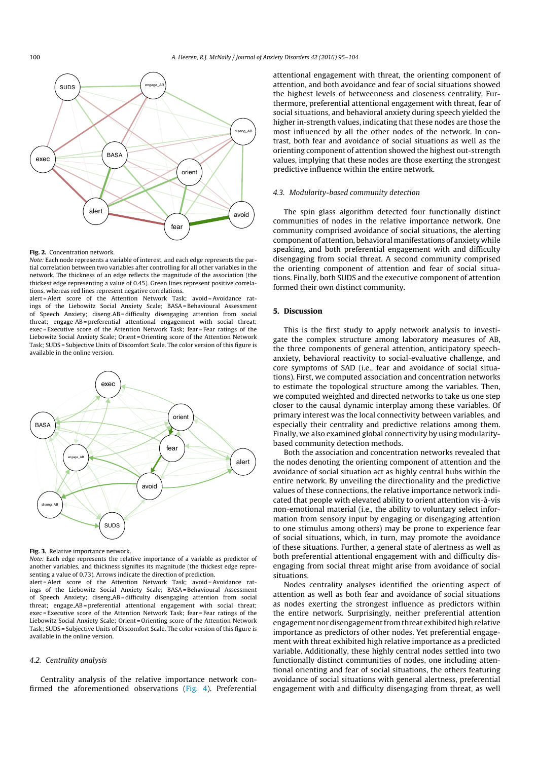**Fig. 2.** Concentration network.

*Note:* Each node represents a variable of interest, and each edge represents the partial correlation between two variables after controlling for all other variables in the network. The thickness of an edge reflects the magnitude of the association (the thickest edge representing a value of 0.45). Green lines represent positive correlations, whereas red lines represent negative correlations.

alert = Alert score of the Attention Network Task; avoid = Avoidance ratings of the Liebowitz Social Anxiety Scale; BASA = Behavioural Assessment of Speech Anxiety; diseng_AB = difficulty disengaging attention from social threat; engage_AB = preferential attentional engagement with social threat; exec = Executive score of the Attention Network Task; fear = Fear ratings of the Liebowitz Social Anxiety Scale; Orient = Orienting score of the Attention Network Task; SUDS = Subjective Units of Discomfort Scale. The color version of this figure is available in the online version.

**Fig. 3.** Relative importance network.

*Note:* Each edge represents the relative importance of a variable as predictor of another variables, and thickness signifies its magnitude (the thickest edge representing a value of 0.73). Arrows indicate the direction of prediction.

alert = Alert score of the Attention Network Task; avoid = Avoidance ratings of the Liebowitz Social Anxiety Scale; BASA = Behavioural Assessment of Speech Anxiety; diseng_AB = difficulty disengaging attention from social threat; engage_AB = preferential attentional engagement with social threat; exec = Executive score of the Attention Network Task; fear = Fear ratings of the Liebowitz Social Anxiety Scale; Orient = Orienting score of the Attention Network Task; SUDS = Subjective Units of Discomfort Scale. The color version of this figure is available in the online version.

### 4.2. Centrality analysis

Centrality analysis of the relative importance network confirmed the aforementioned observations (Fig. 4). Preferential attentional engagement with threat, the orienting component of attention, and both avoidance and fear of social situations showed the highest levels of betweenness and closeness centrality. Furthermore, preferential attentional engagement with threat, fear of social situations, and behavioral anxiety during speech yielded the higher in-strength values, indicating that these nodes are those the most influenced by all the other nodes of the network. In contrast, both fear and avoidance of social situations as well as the orienting component of attention showed the highest out-strength values, implying that these nodes are those exerting the strongest predictive influence within the entire network.

### 4.3. Modularity-based community detection

The spin glass algorithm detected four functionally distinct communities of nodes in the relative importance network. One community comprised avoidance of social situations, the alerting component of attention, behavioral manifestations of anxiety while speaking, and both preferential engagement with and difficulty disengaging from social threat. A second community comprised the orienting component of attention and fear of social situations. Finally, both SUDS and the executive component of attention formed their own distinct community.

## 5. Discussion

This is the first study to apply network analysis to investigate the complex structure among laboratory measures of AB, the three components of general attention, anticipatory speech-anxiety, behavioral reactivity to social-evaluative challenge, and core symptoms of SAD (i.e., fear and avoidance of social situations). First, we computed association and concentration networks to estimate the topological structure among the variables. Then, we computed weighted and directed networks to take us one step closer to the causal dynamic interplay among these variables. Of primary interest was the local connectivity between variables, and especially their centrality and predictive relations among them. Finally, we also examined global connectivity by using modularity-based community detection methods.

Both the association and concentration networks revealed that the nodes denoting the orienting component of attention and the avoidance of social situation act as highly central hubs within the entire network. By unveiling the directionality and the predictive values of these connections, the relative importance network indicated that people with elevated ability to orient attention vis-à-vis non-emotional material (i.e., the ability to voluntary select information from sensory input by engaging or disengaging attention to one stimulus among others) may be prone to experience fear of social situations, which, in turn, may promote the avoidance of these situations. Further, a general state of alertness as well as both preferential attentional engagement with and difficulty disengaging from social threat might arise from avoidance of social situations.

Nodes centrality analyses identified the orienting aspect of attention as well as both fear and avoidance of social situations as nodes exerting the strongest influence as predictors within the entire network. Surprisingly, neither preferential attention engagement nor disengagement from threat exhibited high relative importance as predictors of other nodes. Yet preferential engagement with threat exhibited high relative importance as a predicted variable. Additionally, these highly central nodes settled into two functionally distinct communities of nodes, one including attentional engagement and fear of social situations, the others featuring avoidance of social situations with general alertness, preferential engagement with and difficulty disengaging from threat, as well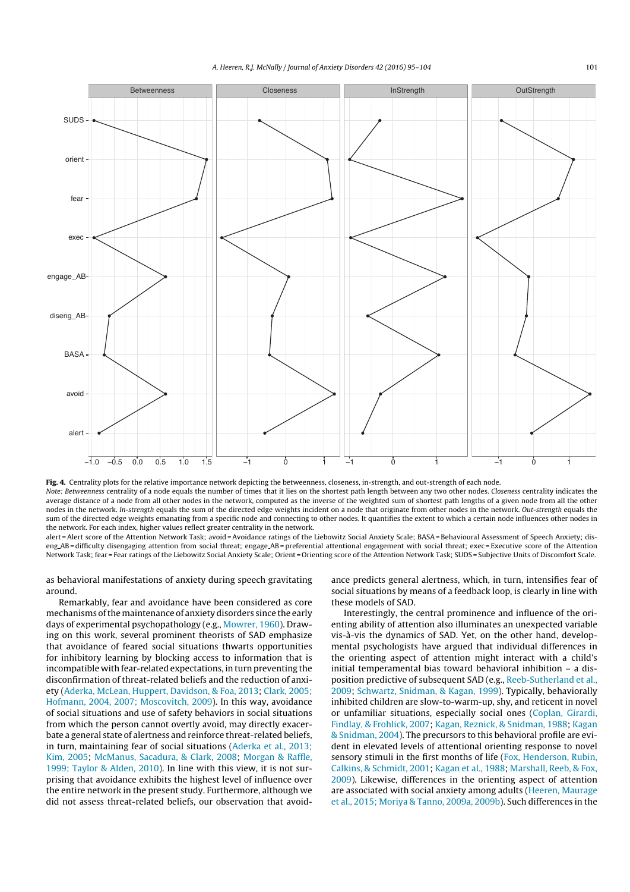**Fig. 4.** Centrality plots for the relative importance network depicting the betweenness, closeness, in-strength, and out-strength of each node.

*Note: Betweenness* centrality of a node equals the number of times that it lies on the shortest path length between any two other nodes. *Closeness* centrality indicates the average distance of a node from all other nodes in the network, computed as the inverse of the weighted sum of shortest path lengths of a given node from all the other nodes in the network. *In-strength* equals the sum of the directed edge weights incident on a node that originate from other nodes in the network. *Out-strength* equals the sum of the directed edge weights emanating from a specific node and connecting to other nodes. It quantifies the extent to which a certain node influences other nodes in the network. For each index, higher values reflect greater centrality in the network.

alert = Alert score of the Attention Network Task; avoid = Avoidance ratings of the Liebowitz Social Anxiety Scale; BASA = Behavioural Assessment of Speech Anxiety; diseng_AB = difficulty disengaging attention from social threat; engage_AB = preferential attentional engagement with social threat; exec = Executive score of the Attention Network Task; fear = Fear ratings of the Liebowitz Social Anxiety Scale; Orient = Orienting score of the Attention Network Task; SUDS = Subjective Units of Discomfort Scale.

as behavioral manifestations of anxiety during speech gravitating around.

Remarkably, fear and avoidance have been considered as core mechanisms of the maintenance of anxiety disorders since the early days of experimental psychopathology (e.g., Mowrer, 1960). Drawing on this work, several prominent theorists of SAD emphasize that avoidance of feared social situations thwarts opportunities for inhibitory learning by blocking access to information that is incompatible with fear-related expectations, in turn preventing the disconfirmation of threat-related beliefs and the reduction of anxiety (Aderka, McLean, Huppert, Davidson, & Foa, 2013; Clark, 2005; Hofmann, 2004, 2007; Moscovitch, 2009). In this way, avoidance of social situations and use of safety behaviors in social situations from which the person cannot overtly avoid, may directly exacerbate a general state of alertness and reinforce threat-related beliefs, in turn, maintaining fear of social situations (Aderka et al., 2013; Kim, 2005; McManus, Sacadura, & Clark, 2008; Morgan & Raffle, 1999; Taylor & Alden, 2010). In line with this view, it is not surprising that avoidance exhibits the highest level of influence over the entire network in the present study. Furthermore, although we did not assess threat-related beliefs, our observation that avoidance predicts general alertness, which, in turn, intensifies fear of social situations by means of a feedback loop, is clearly in line with these models of SAD.

Interestingly, the central prominence and influence of the orienting ability of attention also illuminates an unexpected variable vis-à-vis the dynamics of SAD. Yet, on the other hand, developmental psychologists have argued that individual differences in the orienting aspect of attention might interact with a child's initial temperamental bias toward behavioral inhibition – a disposition predictive of subsequent SAD (e.g., Reeb-Sutherland et al., 2009; Schwartz, Snidman, & Kagan, 1999). Typically, behaviorally inhibited children are slow-to-warm-up, shy, and reticent in novel or unfamiliar situations, especially social ones (Coplan, Girardi, Findlay, & Frohlick, 2007; Kagan, Reznick, & Snidman, 1988; Kagan & Snidman, 2004). The precursors to this behavioral profile are evident in elevated levels of attentional orienting response to novel sensory stimuli in the first months of life (Fox, Henderson, Rubin, Calkins, & Schmidt, 2001; Kagan et al., 1988; Marshall, Reeb, & Fox, 2009). Likewise, differences in the orienting aspect of attention are associated with social anxiety among adults (Heeren, Maurage et al., 2015; Moriya & Tanno, 2009a, 2009b). Such differences in the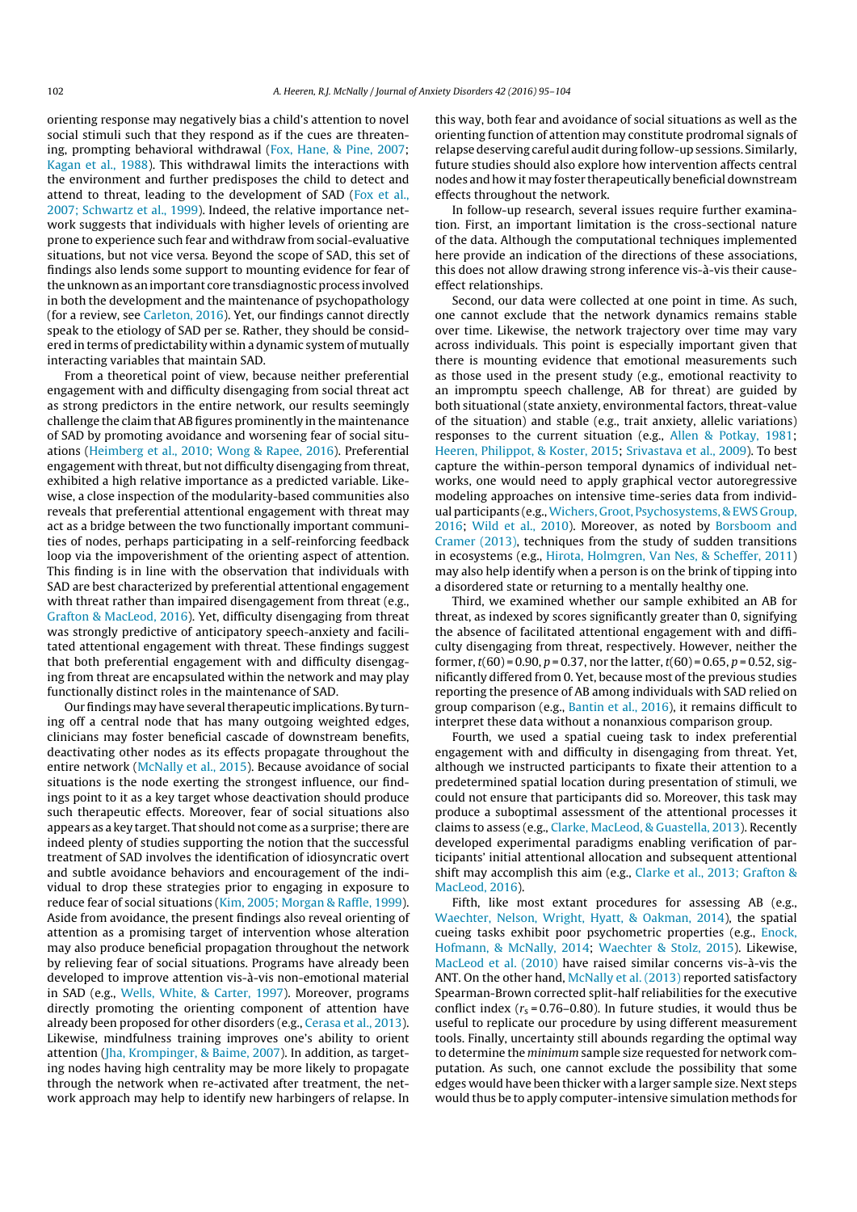orienting response may negatively bias a child's attention to novel social stimuli such that they respond as if the cues are threatening, prompting behavioral withdrawal (Fox, Hane, & Pine, 2007; Kagan et al., 1988). This withdrawal limits the interactions with the environment and further predisposes the child to detect and attend to threat, leading to the development of SAD (Fox et al., 2007; Schwartz et al., 1999). Indeed, the relative importance network suggests that individuals with higher levels of orienting are prone to experience such fear and withdraw from social-evaluative situations, but not vice versa. Beyond the scope of SAD, this set of findings also lends some support to mounting evidence for fear of the unknown as an important core transdiagnostic process involved in both the development and the maintenance of psychopathology (for a review, see Carleton, 2016). Yet, our findings cannot directly speak to the etiology of SAD per se. Rather, they should be considered in terms of predictability within a dynamic system of mutually interacting variables that maintain SAD.

From a theoretical point of view, because neither preferential engagement with and difficulty disengaging from social threat act as strong predictors in the entire network, our results seemingly challenge the claim that AB figures prominently in the maintenance of SAD by promoting avoidance and worsening fear of social situations (Heimberg et al., 2010; Wong & Rapee, 2016). Preferential engagement with threat, but not difficulty disengaging from threat, exhibited a high relative importance as a predicted variable. Likewise, a close inspection of the modularity-based communities also reveals that preferential attentional engagement with threat may act as a bridge between the two functionally important communities of nodes, perhaps participating in a self-reinforcing feedback loop via the impoverishment of the orienting aspect of attention. This finding is in line with the observation that individuals with SAD are best characterized by preferential attentional engagement with threat rather than impaired disengagement from threat (e.g., Grafton & MacLeod, 2016). Yet, difficulty disengaging from threat was strongly predictive of anticipatory speech-anxiety and facilitated attentional engagement with threat. These findings suggest that both preferential engagement with and difficulty disengaging from threat are encapsulated within the network and may play functionally distinct roles in the maintenance of SAD.

Our findings may have several therapeutic implications. By turning off a central node that has many outgoing weighted edges, clinicians may foster beneficial cascade of downstream benefits, deactivating other nodes as its effects propagate throughout the entire network (McNally et al., 2015). Because avoidance of social situations is the node exerting the strongest influence, our findings point to it as a key target whose deactivation should produce such therapeutic effects. Moreover, fear of social situations also appears as a key target. That should not come as a surprise; there are indeed plenty of studies supporting the notion that the successful treatment of SAD involves the identification of idiosyncratic overt and subtle avoidance behaviors and encouragement of the individual to drop these strategies prior to engaging in exposure to reduce fear of social situations (Kim, 2005; Morgan & Raffle, 1999). Aside from avoidance, the present findings also reveal orienting of attention as a promising target of intervention whose alteration may also produce beneficial propagation throughout the network by relieving fear of social situations. Programs have already been developed to improve attention vis-à-vis non-emotional material in SAD (e.g., Wells, White, & Carter, 1997). Moreover, programs directly promoting the orienting component of attention have already been proposed for other disorders (e.g., Cerasa et al., 2013). Likewise, mindfulness training improves one's ability to orient attention (Jha, Krompinger, & Baime, 2007). In addition, as targeting nodes having high centrality may be more likely to propagate through the network when re-activated after treatment, the network approach may help to identify new harbingers of relapse. In this way, both fear and avoidance of social situations as well as the orienting function of attention may constitute prodromal signals of relapse deserving careful audit during follow-up sessions. Similarly, future studies should also explore how intervention affects central nodes and how it may foster therapeutically beneficial downstream effects throughout the network.

In follow-up research, several issues require further examination. First, an important limitation is the cross-sectional nature of the data. Although the computational techniques implemented here provide an indication of the directions of these associations, this does not allow drawing strong inference vis-à-vis their cause-effect relationships.

Second, our data were collected at one point in time. As such, one cannot exclude that the network dynamics remains stable over time. Likewise, the network trajectory over time may vary across individuals. This point is especially important given that there is mounting evidence that emotional measurements such as those used in the present study (e.g., emotional reactivity to an impromptu speech challenge, AB for threat) are guided by both situational (state anxiety, environmental factors, threat-value of the situation) and stable (e.g., trait anxiety, allelic variations) responses to the current situation (e.g., Allen & Potkay, 1981; Heeren, Philippot, & Koster, 2015; Srivastava et al., 2009). To best capture the within-person temporal dynamics of individual networks, one would need to apply graphical vector autoregressive modeling approaches on intensive time-series data from individual participants (e.g., Wichers, Groot, Psychosystems, & EWS Group, 2016; Wild et al., 2010). Moreover, as noted by Borsboom and Cramer (2013), techniques from the study of sudden transitions in ecosystems (e.g., Hirota, Holmgren, Van Nes, & Scheffer, 2011) may also help identify when a person is on the brink of tipping into a disordered state or returning to a mentally healthy one.

Third, we examined whether our sample exhibited an AB for threat, as indexed by scores significantly greater than 0, signifying the absence of facilitated attentional engagement with and difficulty disengaging from threat, respectively. However, neither the former, $t(60) = 0.90$, $p = 0.37$, nor the latter, $t(60) = 0.65$, $p = 0.52$, significantly differed from 0. Yet, because most of the previous studies reporting the presence of AB among individuals with SAD relied on group comparison (e.g., Bantin et al., 2016), it remains difficult to interpret these data without a nonanxious comparison group.

Fourth, we used a spatial cueing task to index preferential engagement with and difficulty in disengaging from threat. Yet, although we instructed participants to fixate their attention to a predetermined spatial location during presentation of stimuli, we could not ensure that participants did so. Moreover, this task may produce a suboptimal assessment of the attentional processes it claims to assess (e.g., Clarke, MacLeod, & Guastella, 2013). Recently developed experimental paradigms enabling verification of participants' initial attentional allocation and subsequent attentional shift may accomplish this aim (e.g., Clarke et al., 2013; Grafton & MacLeod, 2016).

Fifth, like most extant procedures for assessing AB (e.g., Waechter, Nelson, Wright, Hyatt, & Oakman, 2014), the spatial cueing tasks exhibit poor psychometric properties (e.g., Enock, Hofmann, & McNally, 2014; Waechter & Stolz, 2015). Likewise, MacLeod et al. (2010) have raised similar concerns vis-à-vis the ANT. On the other hand, McNally et al. (2013) reported satisfactory Spearman-Brown corrected split-half reliabilities for the executive conflict index ($r_s = 0.76$–$0.80$). In future studies, it would thus be useful to replicate our procedure by using different measurement tools. Finally, uncertainty still abounds regarding the optimal way to determine the *minimum* sample size requested for network computation. As such, one cannot exclude the possibility that some edges would have been thicker with a larger sample size. Next steps would thus be to apply computer-intensive simulation methods for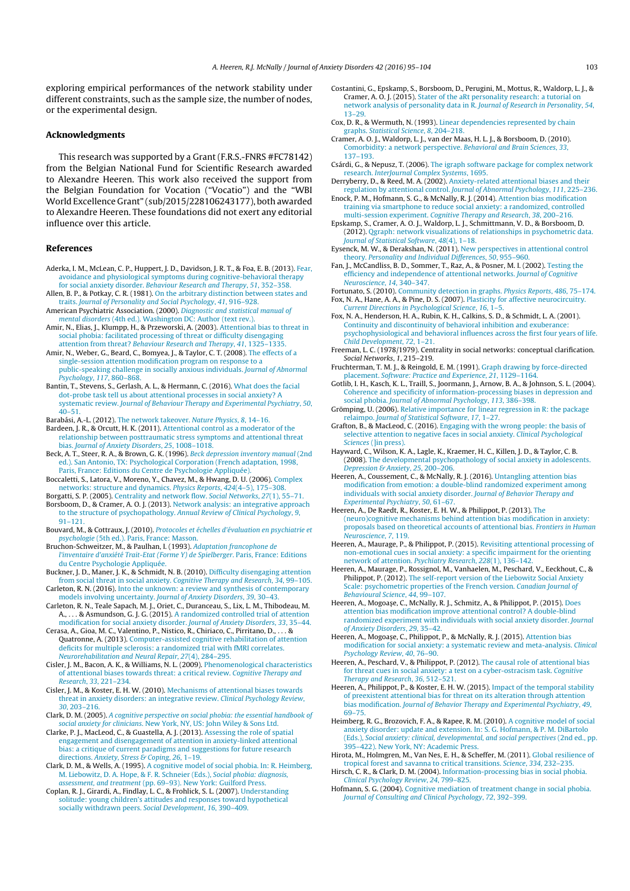exploring empirical performances of the network stability under different constraints, such as the sample size, the number of nodes, or the experimental design.

## Acknowledgments

This research was supported by a Grant (F.R.S.-FNRS #FC78142) from the Belgian National Fund for Scientific Research awarded to Alexandre Heeren. This work also received the support from the Belgian Foundation for Vocation ("Vocatio") and the "WBI World Excellence Grant" (sub/2015/228106243177), both awarded to Alexandre Heeren. These foundations did not exert any editorial influence over this article.

## References

Aderka, I. M., McLean, C. P., Huppert, J. D., Davidson, J. R. T., & Foa, E. B. (2013). Fear, avoidance and physiological symptoms during cognitive-behavioral therapy for social anxiety disorder. *Behaviour Research and Therapy*, *51*, 352–358.

Allen, B. P., & Potkay, C. R. (1981). On the arbitrary distinction between states and traits. *Journal of Personality and Social Psychology*, *41*, 916–928.

American Psychiatric Association. (2000). *Diagnostic and statistical manual of mental disorders* (4th ed.). Washington DC: Author (text rev.).

Amir, N., Elias, J., Klumpp, H., & Przeworski, A. (2003). Attentional bias to threat in social phobia: facilitated processing of threat or difficulty disengaging attention from threat? *Behaviour Research and Therapy*, *41*, 1325–1335.

Amir, N., Weber, G., Beard, C., Bomyea, J., & Taylor, C. T. (2008). The effects of a single-session attention modification program on response to a public-speaking challenge in socially anxious individuals. *Journal of Abnormal Psychology*, *117*, 860–868.

Bantin, T., Stevens, S., Gerlash, A. L., & Hermann, C. (2016). What does the facial dot-probe task tell us about attentional processes in social anxiety? A systematic review. *Journal of Behaviour Therapy and Experimental Psychiatry*, *50*, 40–51.

Barabási, A.-L. (2012). The network takeover. *Nature Physics*, *8*, 14–16.

Bardeen, J. R., & Orcutt, H. K. (2011). Attentional control as a moderator of the relationship between posttraumatic stress symptoms and attentional threat bias. *Journal of Anxiety Disorders*, *25*, 1008–1018.

Beck, A. T., Steer, R. A., & Brown, G. K. (1996). *Beck depression inventory manual* (2nd ed.). San Antonio, TX: Psychological Corporation (French adaptation, 1998, Paris, France: Editions du Centre de Psychologie Appliquée).

Boccaletti, S., Latora, V., Moreno, Y., Chavez, M., & Hwang, D. U. (2006). Complex networks: structure and dynamics. *Physics Reports*, *424*(4–5), 175–308.

Borgatti, S. P. (2005). Centrality and network flow. *Social Networks*, *27*(1), 55–71.

Borsboom, D., & Cramer, A. O. J. (2013). Network analysis: an integrative approach to the structure of psychopathology. *Annual Review of Clinical Psychology*, *9*, 91–121.

Bouvard, M., & Cottraux, J. (2010). *Protocoles et échelles d'évaluation en psychiatrie et psychologie* (5th ed.). Paris, France: Masson.

Bruchon-Schweitzer, M., & Paulhan, I. (1993). *Adaptation francophone de l'inventaire d'anxiété Trait-Etat (Forme Y) de Spielberger*. Paris, France: Editions du Centre Psychologie Appliquée.

Buckner, J. D., Maner, J. K., & Schmidt, N. B. (2010). Difficulty disengaging attention from social threat in social anxiety. *Cognitive Therapy and Research*, *34*, 99–105.

Carleton, R. N. (2016). Into the unknown: a review and synthesis of contemporary models involving uncertainty. *Journal of Anxiety Disorders*, *39*, 30–43.

Carleton, R. N., Teale Sapach, M. J., Oriet, C., Duranceau, S., Lix, L. M., Thibodeau, M. A., ... & Asmundson, G. J. G. (2015). A randomized controlled trial of attention modification for social anxiety disorder. *Journal of Anxiety Disorders*, *33*, 35–44.

Cerasa, A., Gioa, M. C., Valentino, P., Nistico, R., Chiriaco, C., Pirritano, D., ... & Quatronne, A. (2013). Computer-assisted cognitive rehabilitation of attention deficits for multiple sclerosis: a randomized trial with fMRI correlates. *Neurorehabilitation and Neural Repair*, *27*(4), 284–295.

Cisler, J. M., Bacon, A. K., & Williams, N. L. (2009). Phenomenological characteristics of attentional biases towards threat: a critical review. *Cognitive Therapy and Research*, *33*, 221–234.

Cisler, J. M., & Koster, E. H. W. (2010). Mechanisms of attentional biases towards threat in anxiety disorders: an integrative review. *Clinical Psychology Review*, *30*, 203–216.

Clark, D. M. (2005). *A cognitive perspective on social phobia: the essential handbook of social anxiety for clinicians*. New York, NY, US: John Wiley & Sons Ltd.

Clarke, P. J., MacLeod, C., & Guastella, A. J. (2013). Assessing the role of spatial engagement and disengagement of attention in anxiety-linked attentional bias: a critique of current paradigms and suggestions for future research directions. *Anxiety, Stress & Coping*, *26*, 1–19.

Clark, D. M., & Wells, A. (1995). A cognitive model of social phobia. In: R. Heimberg, M. Liebowitz, D. A. Hope, & F. R. Schneier (Eds.), *Social phobia: diagnosis, assessment, and treatment* (pp. 69–93). New York: Guilford Press.

Coplan, R. J., Girardi, A., Findlay, L. C., & Frohlick, S. L. (2007). Understanding solitude: young children's attitudes and responses toward hypothetical socially withdrawn peers. *Social Development*, *16*, 390–409.

Costantini, G., Epskamp, S., Borsboom, D., Perugini, M., Mottus, R., Waldorp, L. J., & Cramer, A. O. J. (2015). Stater of the aRt personality research: a tutorial on network analysis of personality data in R. *Journal of Research in Personality*, *54*, 13–29.

Cox, D. R., & Wermuth, N. (1993). Linear dependencies represented by chain graphs. *Statistical Science*, *8*, 204–218.

Cramer, A. O. J., Waldorp, L. J., van der Maas, H. L. J., & Borsboom, D. (2010). Comorbidity: a network perspective. *Behavioral and Brain Sciences*, *33*, 137–193.

Csárdi, G., & Nepusz, T. (2006). The igraph software package for complex network research. *InterJournal Complex Systems*, 1695.

Derryberry, D., & Reed, M. A. (2002). Anxiety-related attentional biases and their regulation by attentional control. *Journal of Abnormal Psychology*, *111*, 225–236.

Enock, P. M., Hofmann, S. G., & McNally, R. J. (2014). Attention bias modification training via smartphone to reduce social anxiety: a randomized, controlled multi-session experiment. *Cognitive Therapy and Research*, *38*, 200–216.

Epskamp, S., Cramer, A. O. J., Waldorp, L. J., Schmittmann, V. D., & Borsboom, D. (2012). Qgraph: network visualizations of relationships in psychometric data. *Journal of Statistical Software*, *48*(4), 1–18.

Eysenck, M. W., & Derakshan, N. (2011). New perspectives in attentional control theory. *Personality and Individual Differences*, *50*, 955–960.

Fan, J., McCandliss, B. D., Sommer, T., Raz, A., & Posner, M. I. (2002). Testing the efficiency and independence of attentional networks. *Journal of Cognitive Neuroscience*, *14*, 340–347.

Fortunato, S. (2010). Community detection in graphs. *Physics Reports*, *486*, 75–174.

Fox, N. A., Hane, A. A., & Pine, D. S. (2007). Plasticity for affective neurocircuitry. *Current Directions in Psychological Science*, *16*, 1–5.

Fox, N. A., Henderson, H. A., Rubin, K. H., Calkins, S. D., & Schmidt, L. A. (2001). Continuity and discontinuity of behavioral inhibition and exuberance: psychophysiological and behavioral influences across the first four years of life. *Child Development*, *72*, 1–21.

Freeman, L. C. (1978/1979). Centrality in social networks: conceptual clarification. *Social Networks*, *1*, 215–219.

Fruchterman, T. M. J., & Reingold, E. M. (1991). Graph drawing by force-directed placement. *Software: Practice and Experience*, *21*, 1129–1164.

Gotlib, I. H., Kasch, K. L., Traill, S., Joormann, J., Arnow, B. A., & Johnson, S. L. (2004). Coherence and specificity of information-processing biases in depression and social phobia. *Journal of Abnormal Psychology*, *113*, 386–398.

Grömping, U. (2006). Relative importance for linear regression in R: the package relaimpo. *Journal of Statistical Software*, *17*, 1–27.

Grafton, B., & MacLeod, C. (2016). Engaging with the wrong people: the basis of selective attention to negative faces in social anxiety. *Clinical Psychological Sciences* (]in press).

Hayward, C., Wilson, K. A., Lagle, K., Kraemer, H. C., Killen, J. D., & Taylor, C. B. (2008). The developmental psychopathology of social anxiety in adolescents. *Depression & Anxiety*, *25*, 200–206.

Heeren, A., Coussement, C., & McNally, R. J. (2016). Untangling attention bias modification from emotion: a double-blind randomized experiment among individuals with social anxiety disorder. *Journal of Behavior Therapy and Experimental Psychiatry*, *50*, 61–67.

Heeren, A., De Raedt, R., Koster, E. H. W., & Philippot, P. (2013). The (neuro)cognitive mechanisms behind attention bias modification in anxiety: proposals based on theoretical accounts of attentional bias. *Frontiers in Human Neuroscience*, *7*, 119.

Heeren, A., Maurage, P., & Philippot, P. (2015). Revisiting attentional processing of non-emotional cues in social anxiety: a specific impairment for the orienting network of attention. *Psychiatry Research*, *228*(1), 136–142.

Heeren, A., Maurage, P., Rossignol, M., Vanhaelen, M., Peschard, V., Eeckhout, C., & Philippot, P. (2012). The self-report version of the Liebowitz Social Anxiety Scale: psychometric properties of the French version. *Canadian Journal of Behavioural Science*, *44*, 99–107.

Heeren, A., Mogoașe, C., McNally, R. J., Schmitz, A., & Philippot, P. (2015). Does attention bias modification improve attentional control? A double-blind randomized experiment with individuals with social anxiety disorder. *Journal of Anxiety Disorders*, *29*, 35–42.

Heeren, A., Mogoașe, C., Philippot, P., & McNally, R. J. (2015). Attention bias modification for social anxiety: a systematic review and meta-analysis. *Clinical Psychology Review*, *40*, 76–90.

Heeren, A., Peschard, V., & Philippot, P. (2012). The causal role of attentional bias for threat cues in social anxiety: a test on a cyber-ostracism task. *Cognitive Therapy and Research*, *36*, 512–521.

Heeren, A., Philippot, P., & Koster, E. H. W. (2015). Impact of the temporal stability of preexistent attentional bias for threat on its alteration through attention bias modification. *Journal of Behavior Therapy and Experimental Psychiatry*, *49*, 69–75.

Heimberg, R. G., Brozovich, F. A., & Rapee, R. M. (2010). A cognitive model of social anxiety disorder: update and extension. In: S. G. Hofmann, & P. M. DiBartolo (Eds.), *Social anxiety: clinical, developmental, and social perspectives* (2nd ed., pp. 395–422). New York, NY: Academic Press.

Hirota, M., Holmgren, M., Van Nes, E. H., & Scheffer, M. (2011). Global resilience of tropical forest and savanna to critical transitions. *Science*, *334*, 232–235.

Hirsch, C. R., & Clark, D. M. (2004). Information-processing bias in social phobia. *Clinical Psychology Review*, *24*, 799–825.

Hofmann, S. G. (2004). Cognitive mediation of treatment change in social phobia. *Journal of Consulting and Clinical Psychology*, *72*, 392–399.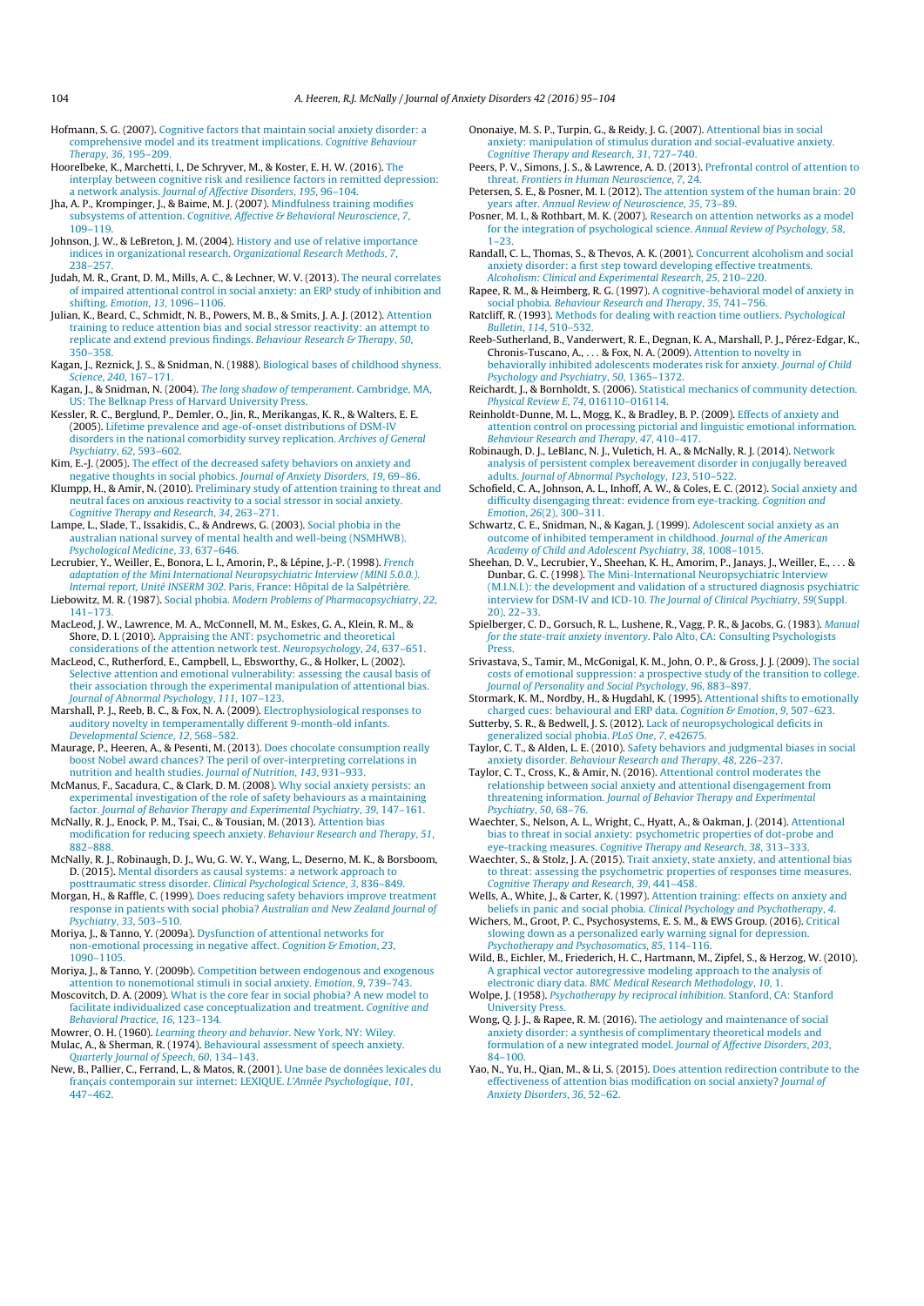Hofmann, S. G. (2007). Cognitive factors that maintain social anxiety disorder: a comprehensive model and its treatment implications. *Cognitive Behaviour Therapy*, *36*, 195–209.

Hoorelbeke, K., Marchetti, I., De Schryver, M., & Koster, E. H. W. (2016). The interplay between cognitive risk and resilience factors in remitted depression: a network analysis. *Journal of Affective Disorders*, *195*, 96–104.

Jha, A. P., Krompinger, J., & Baime, M. J. (2007). Mindfulness training modifies subsystems of attention. *Cognitive, Affective & Behavioral Neuroscience*, *7*, 109–119.

Johnson, J. W., & LeBreton, J. M. (2004). History and use of relative importance indices in organizational research. *Organizational Research Methods*, *7*, 238–257.

Judah, M. R., Grant, D. M., Mills, A. C., & Lechner, W. V. (2013). The neural correlates of impaired attentional control in social anxiety: an ERP study of inhibition and shifting. *Emotion*, *13*, 1096–1106.

Julian, K., Beard, C., Schmidt, N. B., Powers, M. B., & Smits, J. A. J. (2012). Attention training to reduce attention bias and social stressor reactivity: an attempt to replicate and extend previous findings. *Behaviour Research & Therapy*, *50*, 350–358.

Kagan, J., Reznick, J. S., & Snidman, N. (1988). Biological bases of childhood shyness. *Science*, *240*, 167–171.

Kagan, J., & Snidman, N. (2004). *The long shadow of temperament*. Cambridge, MA, US: The Belknap Press of Harvard University Press.

Kessler, R. C., Berglund, P., Demler, O., Jin, R., Merikangas, K. R., & Walters, E. E. (2005). Lifetime prevalence and age-of-onset distributions of DSM-IV disorders in the national comorbidity survey replication. *Archives of General Psychiatry*, *62*, 593–602.

Kim, E.-J. (2005). The effect of the decreased safety behaviors on anxiety and negative thoughts in social phobics. *Journal of Anxiety Disorders*, *19*, 69–86.

Klumpp, H., & Amir, N. (2010). Preliminary study of attention training to threat and neutral faces on anxious reactivity to a social stressor in social anxiety. *Cognitive Therapy and Research*, *34*, 263–271.

Lampe, L., Slade, T., Issakidis, C., & Andrews, G. (2003). Social phobia in the australian national survey of mental health and well-being (NSMHWB). *Psychological Medicine*, *33*, 637–646.

Lecrubier, Y., Weiller, E., Bonora, L. I., Amorin, P., & Lépine, J.-P. (1998). *French adaptation of the Mini International Neuropsychiatric Interview (MINI 5.0.0.). Internal report, Unité INSERM 302*. Paris, France: Hôpital de la Salpétrière.

Liebowitz, M. R. (1987). Social phobia. *Modern Problems of Pharmacopsychiatry*, *22*, 141–173.

MacLeod, J. W., Lawrence, M. A., McConnell, M. M., Eskes, G. A., Klein, R. M., & Shore, D. I. (2010). Appraising the ANT: psychometric and theoretical considerations of the attention network test. *Neuropsychology*, *24*, 637–651.

MacLeod, C., Rutherford, E., Campbell, L., Ebsworthy, G., & Holker, L. (2002). Selective attention and emotional vulnerability: assessing the causal basis of their association through the experimental manipulation of attentional bias. *Journal of Abnormal Psychology*, *111*, 107–123.

Marshall, P. J., Reeb, B. C., & Fox, N. A. (2009). Electrophysiological responses to auditory novelty in temperamentally different 9-month-old infants. *Developmental Science*, *12*, 568–582.

Maurage, P., Heeren, A., & Pesenti, M. (2013). Does chocolate consumption really boost Nobel award chances? The peril of over-interpreting correlations in nutrition and health studies. *Journal of Nutrition*, *143*, 931–933.

McManus, F., Sacadura, C., & Clark, D. M. (2008). Why social anxiety persists: an experimental investigation of the role of safety behaviours as a maintaining factor. *Journal of Behavior Therapy and Experimental Psychiatry*, *39*, 147–161.

McNally, R. J., Enock, P. M., Tsai, C., & Tousian, M. (2013). Attention bias modification for reducing speech anxiety. *Behaviour Research and Therapy*, *51*, 882–888.

McNally, R. J., Robinaugh, D. J., Wu, G. W. Y., Wang, L., Deserno, M. K., & Borsboom, D. (2015). Mental disorders as causal systems: a network approach to posttraumatic stress disorder. *Clinical Psychological Science*, *3*, 836–849.

Morgan, H., & Raffle, C. (1999). Does reducing safety behaviours improve treatment response in patients with social phobia? *Australian and New Zealand Journal of Psychiatry*, *33*, 503–510.

Moriya, J., & Tanno, Y. (2009a). Dysfunction of attentional networks for non-emotional processing in negative affect. *Cognition & Emotion*, *23*, 1090–1105.

Moriya, J., & Tanno, Y. (2009b). Competition between endogenous and exogenous attention to nonemotional stimuli in social anxiety. *Emotion*, *9*, 739–743.

Moscovitch, D. A. (2009). What is the core fear in social phobia? A new model to facilitate individualized case conceptualization and treatment. *Cognitive and Behavioral Practice*, *16*, 123–134.

Mowrer, O. H. (1960). *Learning theory and behavior*. New York, NY: Wiley.

Mulac, A., & Sherman, R. (1974). Behavioural assessment of speech anxiety. *Quarterly Journal of Speech*, *60*, 134–143.

New, B., Pallier, C., Ferrand, L., & Matos, R. (2001). Une base de données lexicales du français contemporain sur internet: LEXIQUE. *L'Année Psychologique*, *101*, 447–462.

Ononaiye, M. S. P., Turpin, G., & Reidy, J. G. (2007). Attentional bias in social anxiety: manipulation of stimulus duration and social-evaluative anxiety. *Cognitive Therapy and Research*, *31*, 727–740.

Peers, P. V., Simons, J. S., & Lawrence, A. D. (2013). Prefrontal control of attention to threat. *Frontiers in Human Neuroscience*, *7*, 24.

Petersen, S. E., & Posner, M. I. (2012). The attention system of the human brain: 20 years after. *Annual Review of Neuroscience*, *35*, 73–89.

Posner, M. I., & Rothbart, M. K. (2007). Research on attention networks as a model for the integration of psychological science. *Annual Review of Psychology*, *58*, 1–23.

Randall, C. L., Thomas, S., & Thevos, A. K. (2001). Concurrent alcoholism and social anxiety disorder: a first step toward developing effective treatments. *Alcoholism: Clinical and Experimental Research*, *25*, 210–220.

Rapee, R. M., & Heimberg, R. G. (1997). A cognitive-behavioral model of anxiety in social phobia. *Behaviour Research and Therapy*, *35*, 741–756.

Ratcliff, R. (1993). Methods for dealing with reaction time outliers. *Psychological Bulletin*, *114*, 510–532.

Reeb-Sutherland, B., Vanderwert, R. E., Degnan, K. A., Marshall, P. J., Pérez-Edgar, K., Chronis-Tuscano, A., . . . & Fox, N. A. (2009). Attention to novelty in behaviorally inhibited adolescents moderates risk for anxiety. *Journal of Child Psychology and Psychiatry*, *50*, 1365–1372.

Reichardt, J., & Bornholdt, S. (2006). Statistical mechanics of community detection. *Physical Review E*, *74*, 016110–016114.

Reinholdt-Dunne, M. L., Mogg, K., & Bradley, B. P. (2009). Effects of anxiety and attention control on processing pictorial and linguistic emotional information. *Behaviour Research and Therapy*, *47*, 410–417.

Robinaugh, D. J., LeBlanc, N. J., Vuletich, H. A., & McNally, R. J. (2014). Network analysis of persistent complex bereavement disorder in conjugally bereaved adults. *Journal of Abnormal Psychology*, *123*, 510–522.

Schofield, C. A., Johnson, A. L., Inhoff, A. W., & Coles, E. C. (2012). Social anxiety and difficulty disengaging threat: evidence from eye-tracking. *Cognition and Emotion*, *26*(2), 300–311.

Schwartz, C. E., Snidman, N., & Kagan, J. (1999). Adolescent social anxiety as an outcome of inhibited temperament in childhood. *Journal of the American Academy of Child and Adolescent Psychiatry*, *38*, 1008–1015.

Sheehan, D. V., Lecrubier, Y., Sheehan, K. H., Amorim, P., Janays, J., Weiller, E., . . . & Dunbar, G. C. (1998). The Mini-International Neuropsychiatric Interview (M.I.N.I.): the development and validation of a structured diagnosis psychiatric interview for DSM-IV and ICD-10. *The Journal of Clinical Psychiatry*, *59*(Suppl. 20), 22–33.

Spielberger, C. D., Gorsuch, R. L., Lushene, R., Vagg, P. R., & Jacobs, G. (1983). *Manual for the state-trait anxiety inventory*. Palo Alto, CA: Consulting Psychologists Press.

Srivastava, S., Tamir, M., McGonigal, K. M., John, O. P., & Gross, J. J. (2009). The social costs of emotional suppression: a prospective study of the transition to college. *Journal of Personality and Social Psychology*, *96*, 883–897.

Stormark, K. M., Nordby, H., & Hugdahl, K. (1995). Attentional shifts to emotionally charged cues: behavioural and ERP data. *Cognition & Emotion*, *9*, 507–623.

Sutterby, S. R., & Bedwell, J. S. (2012). Lack of neuropsychological deficits in generalized social phobia. *PLoS One*, *7*, e42675.

Taylor, C. T., & Alden, L. E. (2010). Safety behaviors and judgmental biases in social anxiety disorder. *Behaviour Research and Therapy*, *48*, 226–237.

Taylor, C. T., Cross, K., & Amir, N. (2016). Attentional control moderates the relationship between social anxiety and attentional disengagement from threatening information. *Journal of Behavior Therapy and Experimental Psychiatry*, *50*, 68–76.

Waechter, S., Nelson, A. L., Wright, C., Hyatt, A., & Oakman, J. (2014). Attentional bias to threat in social anxiety: psychometric properties of dot-probe and eye-tracking measures. *Cognitive Therapy and Research*, *38*, 313–333.

Waechter, S., & Stolz, J. A. (2015). Trait anxiety, state anxiety, and attentional bias to threat: assessing the psychometric properties of responses time measures. *Cognitive Therapy and Research*, *39*, 441–458.

Wells, A., White, J., & Carter, K. (1997). Attention training: effects on anxiety and beliefs in panic and social phobia. *Clinical Psychology and Psychotherapy*, *4*.

Wichers, M., Groot, P. C., Psychosystems, E. S. M., & EWS Group. (2016). Critical slowing down as a personalized early warning signal for depression. *Psychotherapy and Psychosomatics*, *85*, 114–116.

Wild, B., Eichler, M., Friederich, H. C., Hartmann, M., Zipfel, S., & Herzog, W. (2010). A graphical vector autoregressive modeling approach to the analysis of electronic diary data. *BMC Medical Research Methodology*, *10*, 1.

Wolpe, J. (1958). *Psychotherapy by reciprocal inhibition*. Stanford, CA: Stanford University Press.

Wong, Q. J. J., & Rapee, R. M. (2016). The aetiology and maintenance of social anxiety disorder: a synthesis of complimentary theoretical models and formulation of a new integrated model. *Journal of Affective Disorders*, *203*, 84–100.

Yao, N., Yu, H., Qian, M., & Li, S. (2015). Does attention redirection contribute to the effectiveness of attention bias modification on social anxiety? *Journal of Anxiety Disorders*, *36*, 52–62.